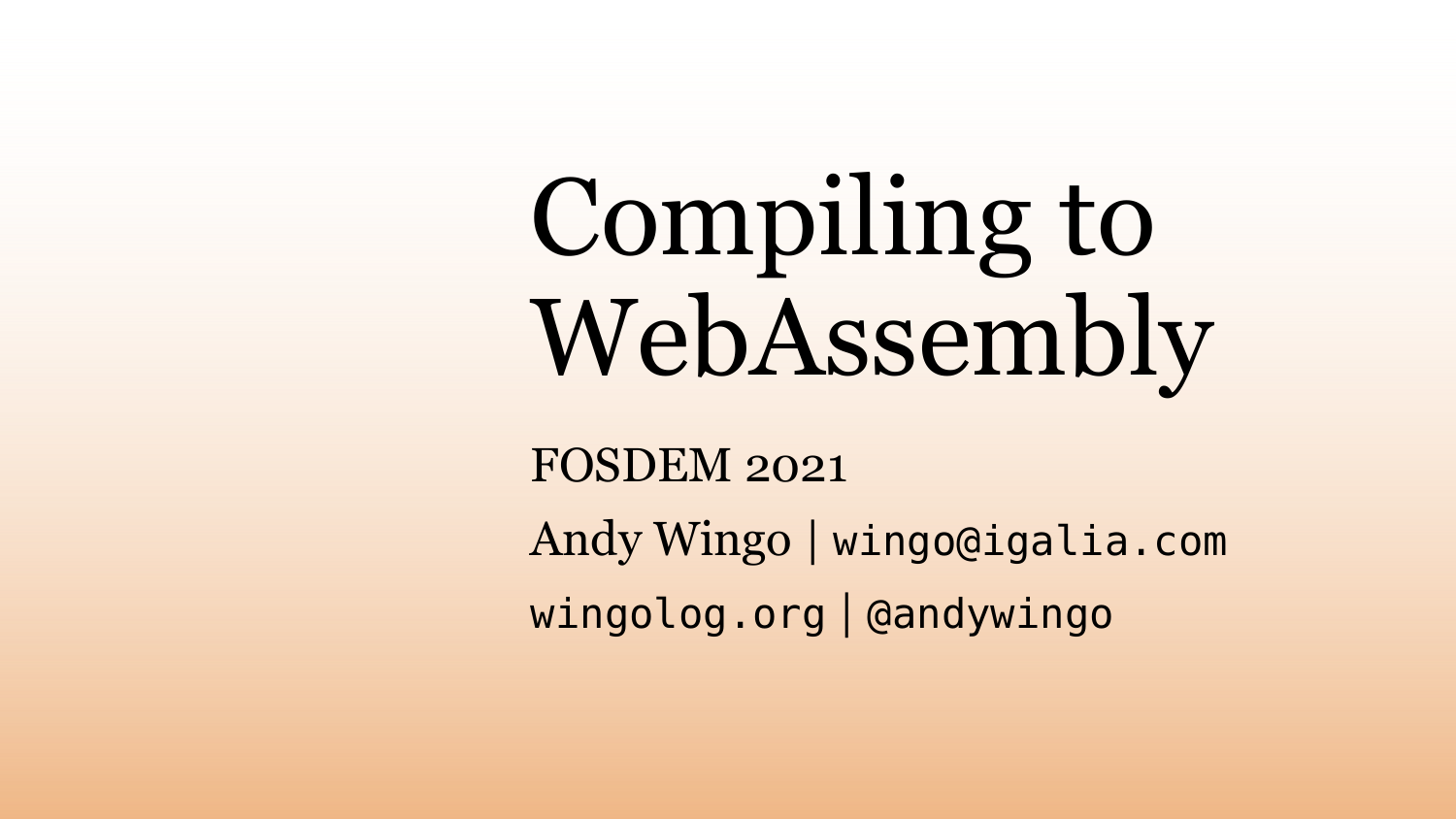# Compiling to WebAssembly

FOSDEM 2021

Andy Wingo | `wingo@igalia.com`

`wingolog.org` | `@andywingo`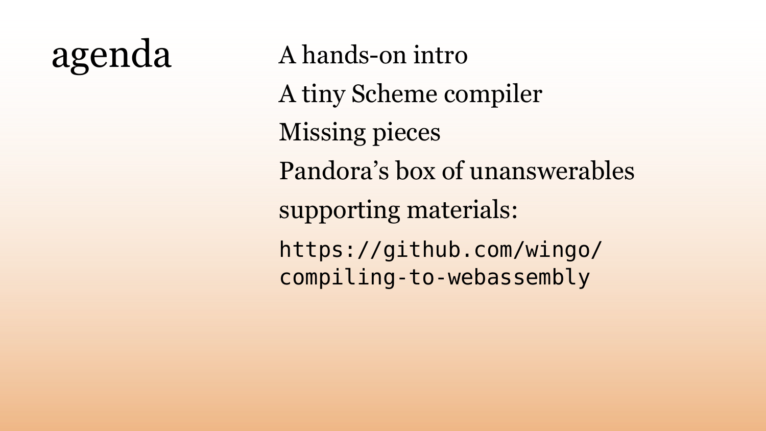# agenda

A hands-on intro

A tiny Scheme compiler

Missing pieces

Pandora's box of unanswerables

supporting materials:

`https://github.com/wingo/compiling-to-webassembly`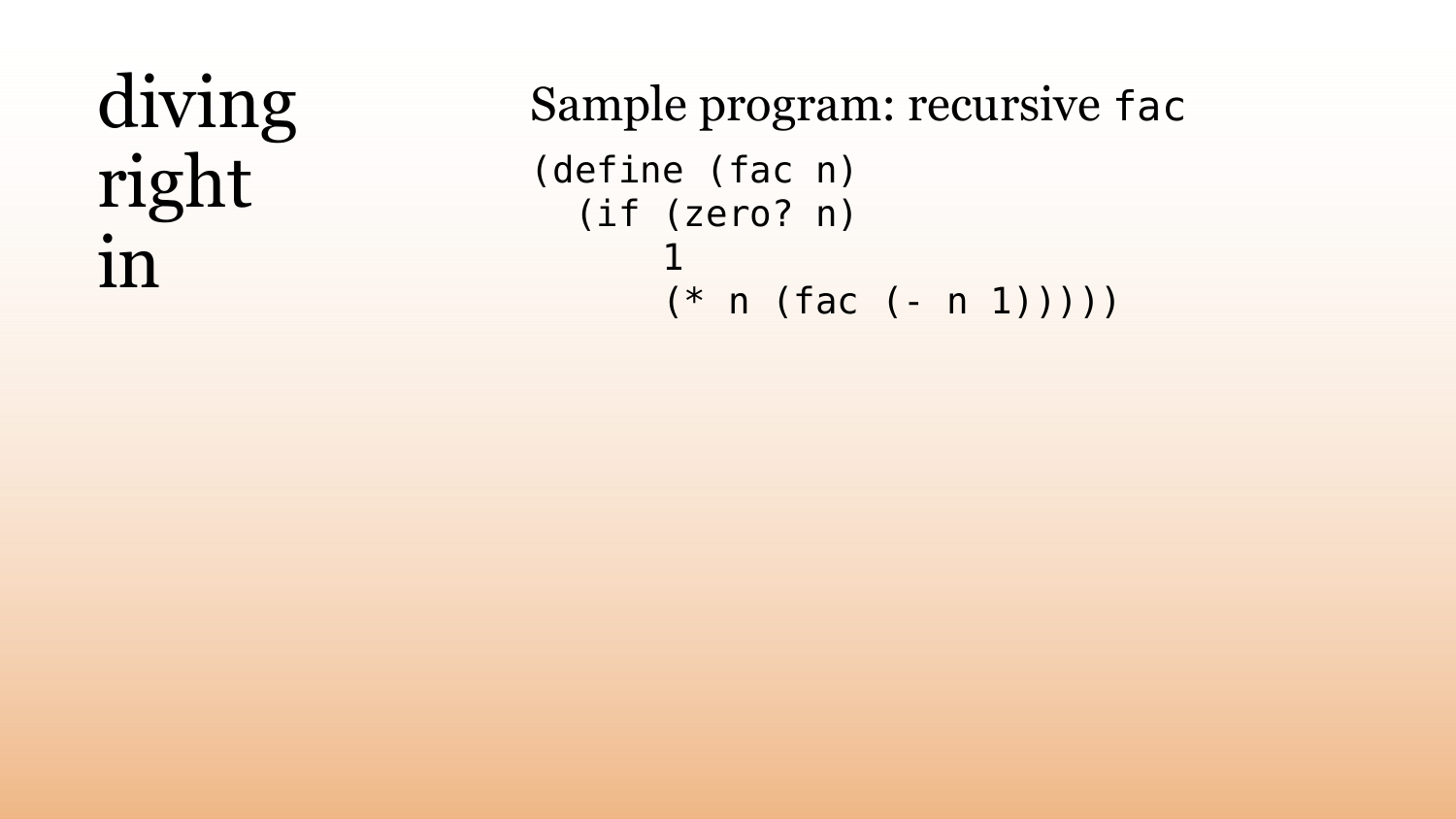# diving right in

Sample program: recursive `fac`

```
(define (fac n)
  (if (zero? n)
      1
      (* n (fac (- n 1)))))
```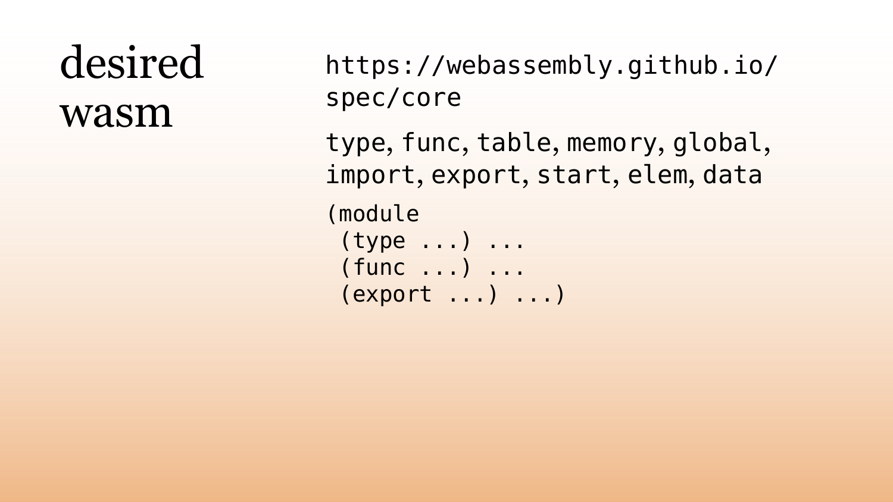# desired wasm

https://webassembly.github.io/spec/core

`type`, `func`, `table`, `memory`, `global`, `import`, `export`, `start`, `elem`, `data`

```
(module
 (type ...) ...
 (func ...) ...
 (export ...) ...)
```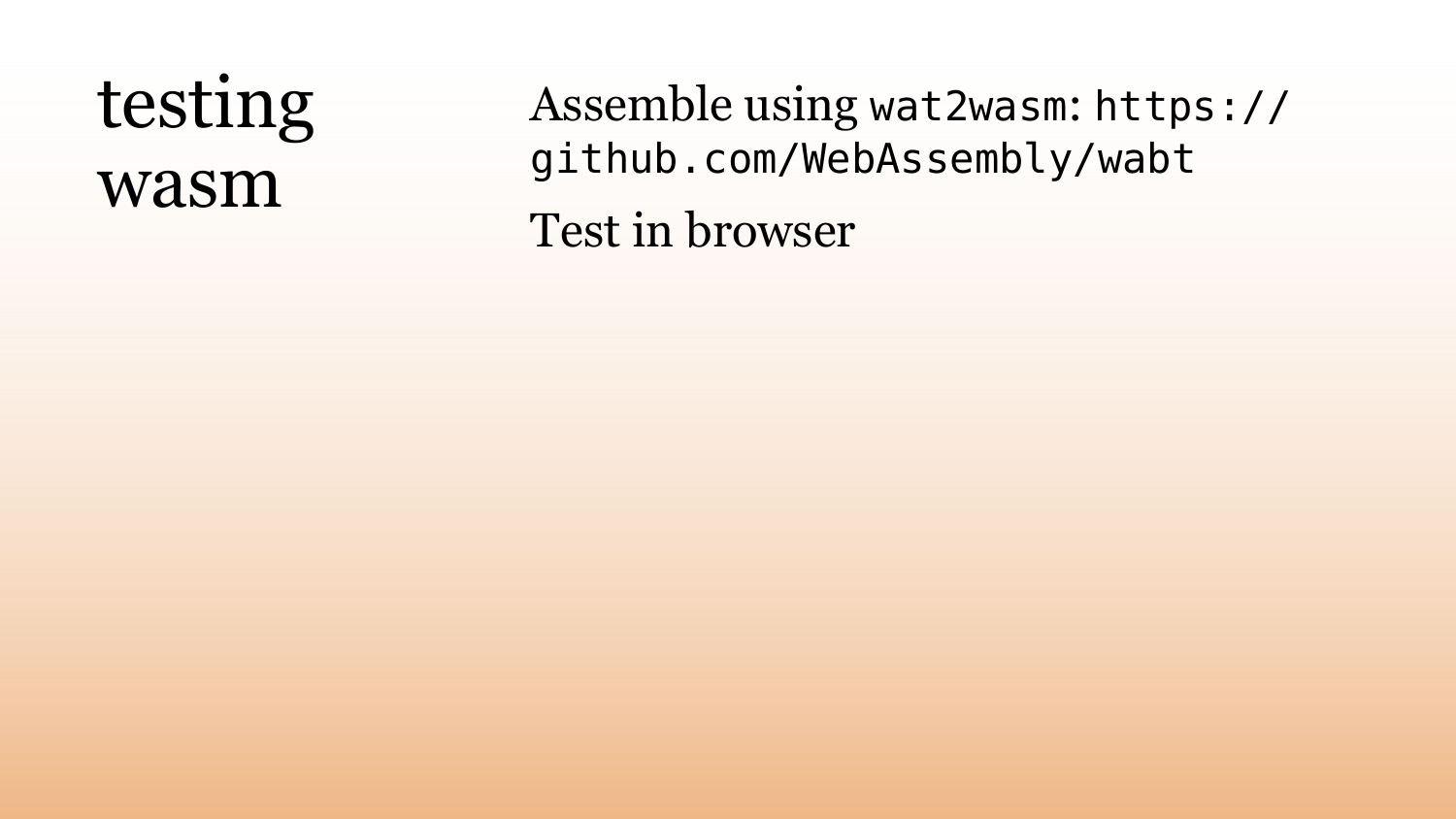# testing wasm

Assemble using `wat2wasm`: `https://github.com/WebAssembly/wabt`

Test in browser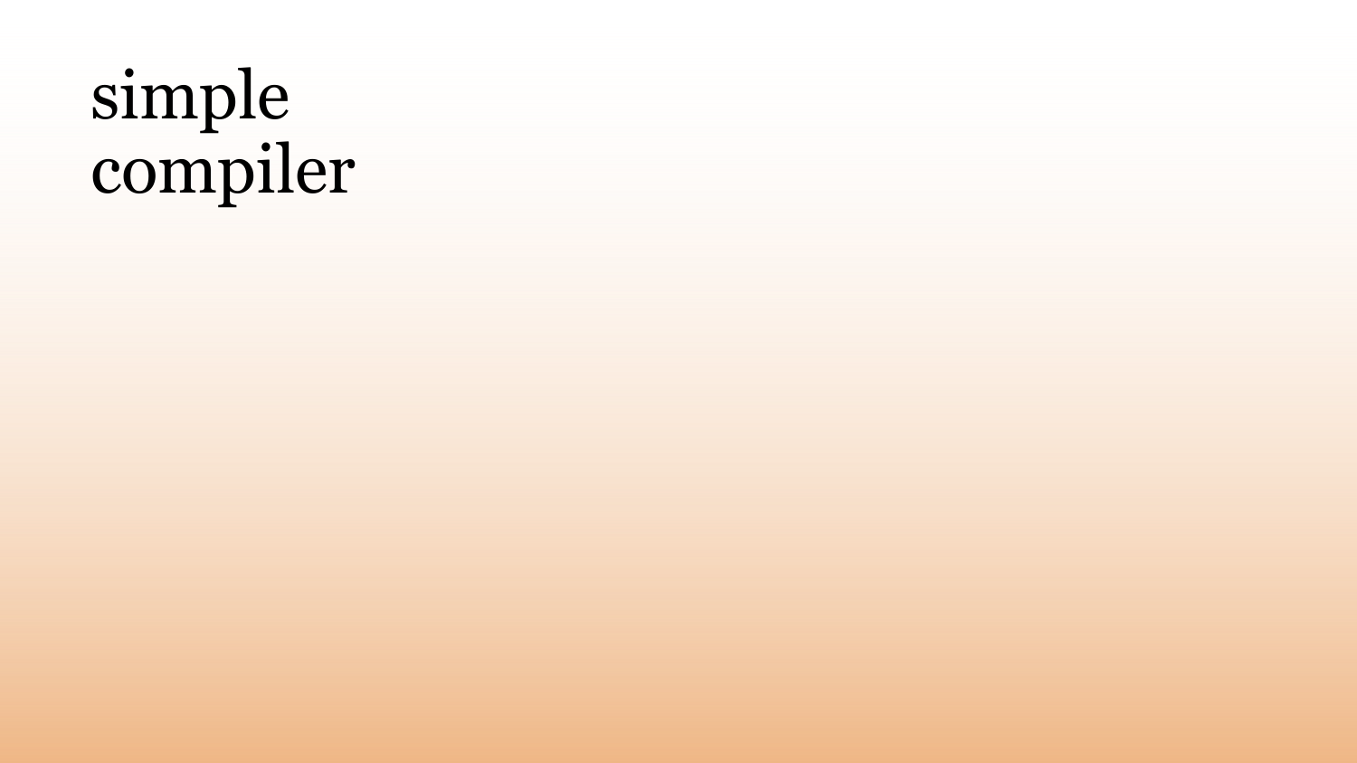# simple compiler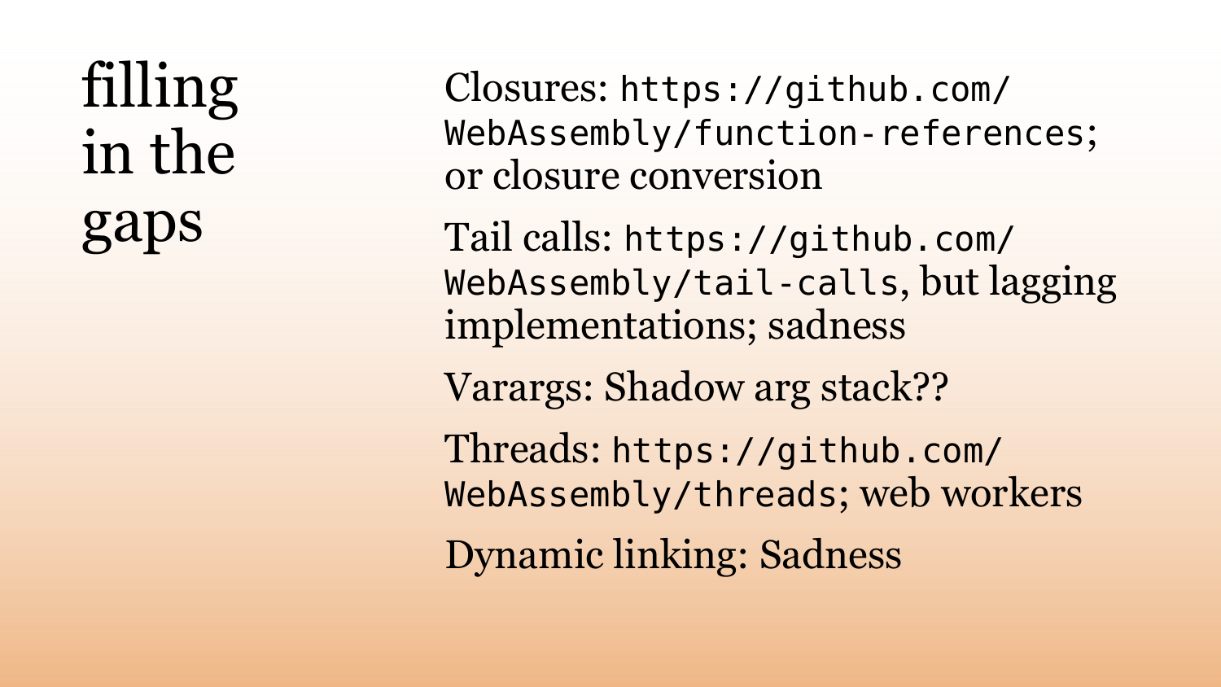# filling in the gaps

Closures: `https://github.com/WebAssembly/function-references`; or closure conversion

Tail calls: `https://github.com/WebAssembly/tail-calls`, but lagging implementations; sadness

Varargs: Shadow arg stack??

Threads: `https://github.com/WebAssembly/threads`; web workers

Dynamic linking: Sadness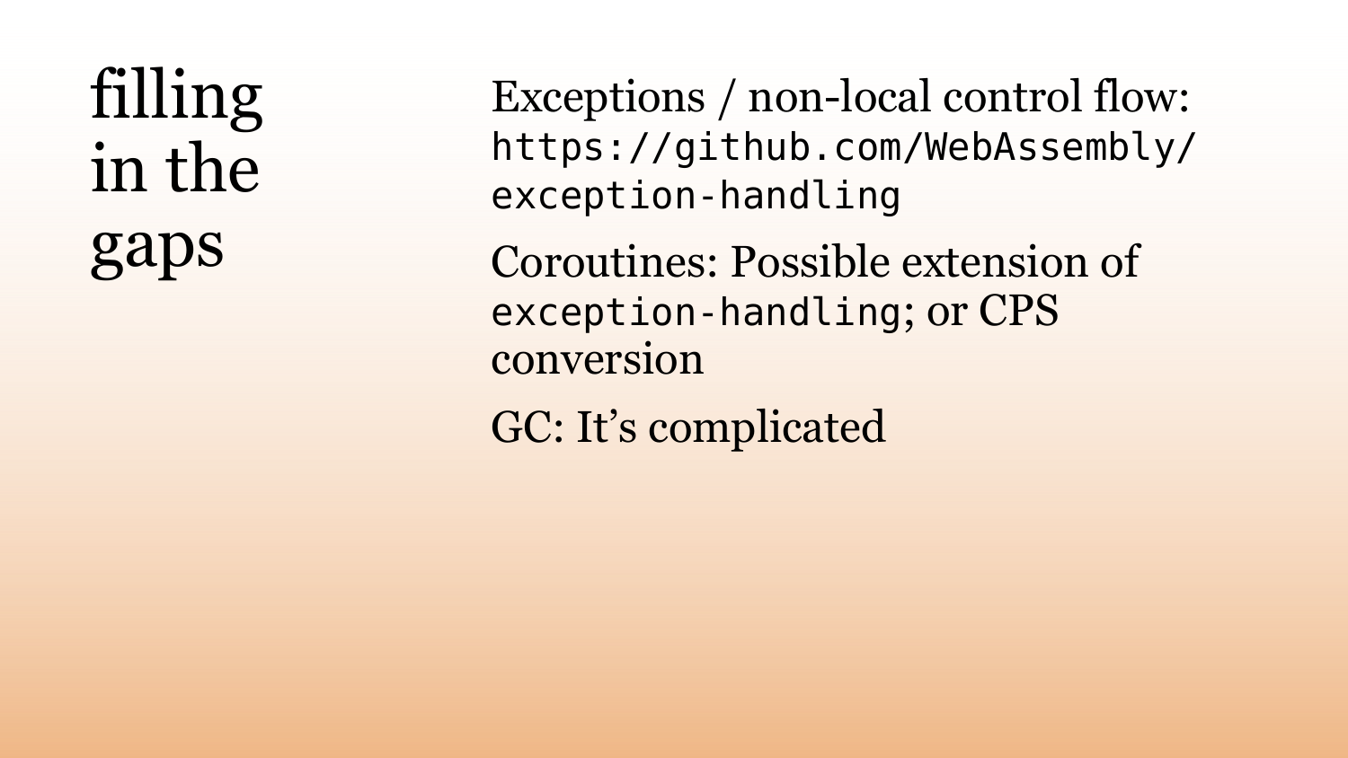# filling in the gaps

Exceptions / non-local control flow: `https://github.com/WebAssembly/exception-handling`

Coroutines: Possible extension of `exception-handling`; or CPS conversion

GC: It’s complicated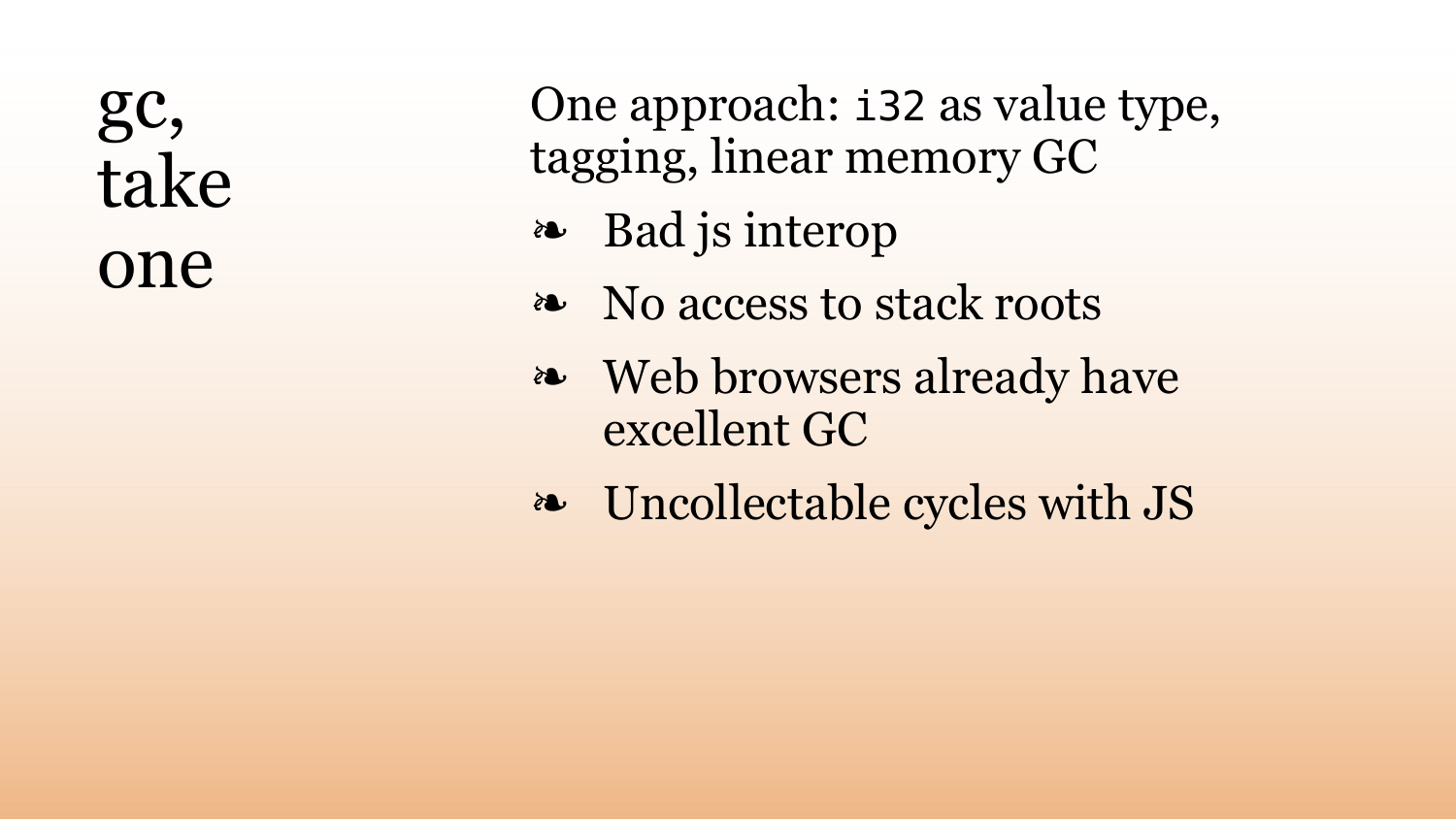# gc, take one

One approach: `i32` as value type, tagging, linear memory GC

- Bad js interop
- No access to stack roots
- Web browsers already have excellent GC
- Uncollectable cycles with JS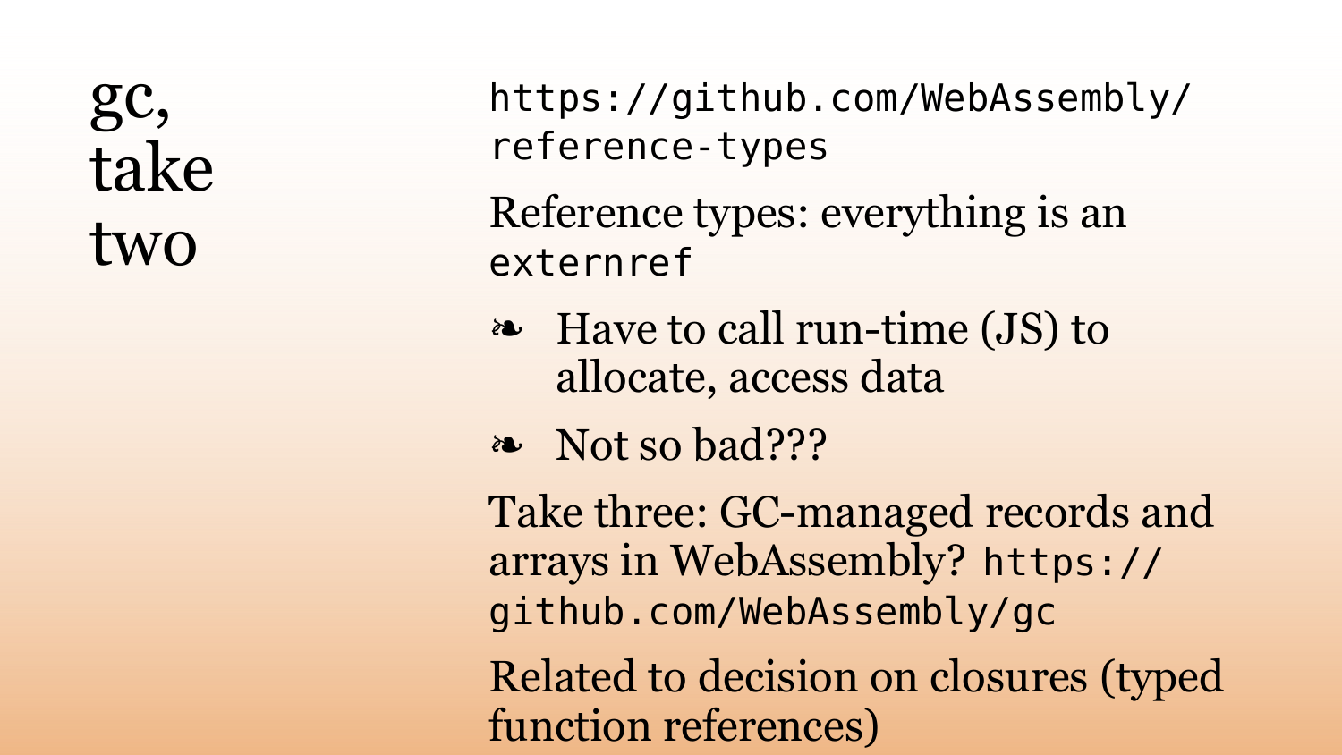# gc, take two

`https://github.com/WebAssembly/reference-types`

Reference types: everything is an `externref`

- Have to call run-time (JS) to allocate, access data
- Not so bad???

Take three: GC-managed records and arrays in WebAssembly? `https://github.com/WebAssembly/gc`

Related to decision on closures (typed function references)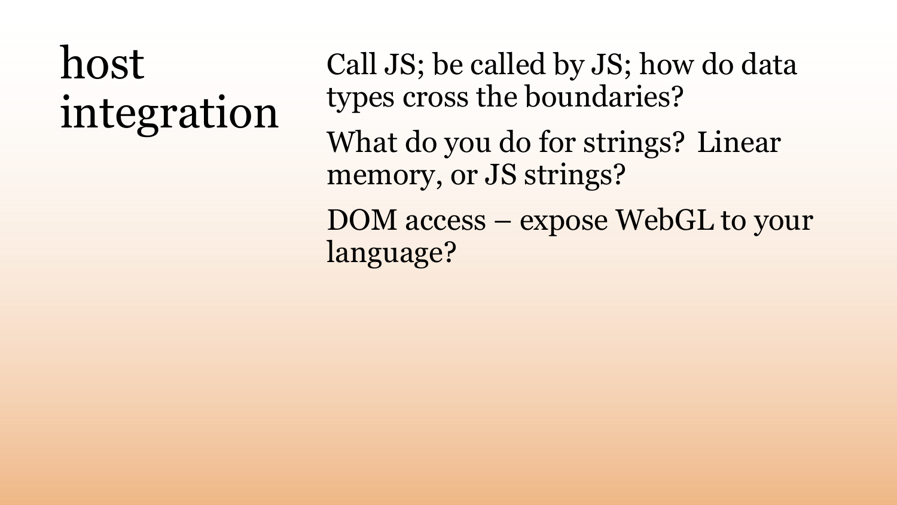# host integration

Call JS; be called by JS; how do data types cross the boundaries?

What do you do for strings? Linear memory, or JS strings?

DOM access – expose WebGL to your language?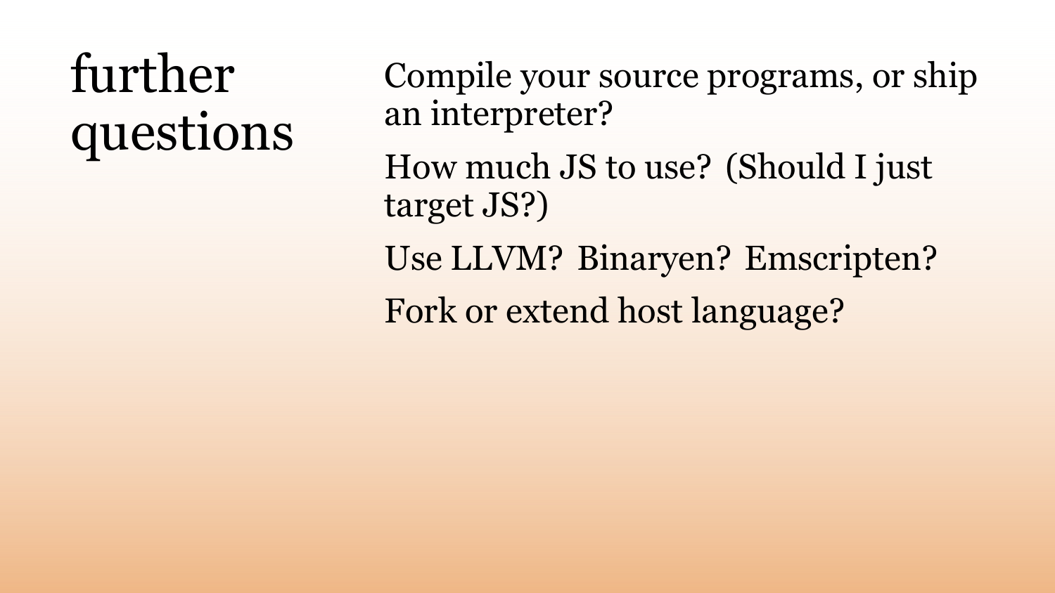# further questions

Compile your source programs, or ship an interpreter?

How much JS to use? (Should I just target JS?)

Use LLVM? Binaryen? Emscripten?

Fork or extend host language?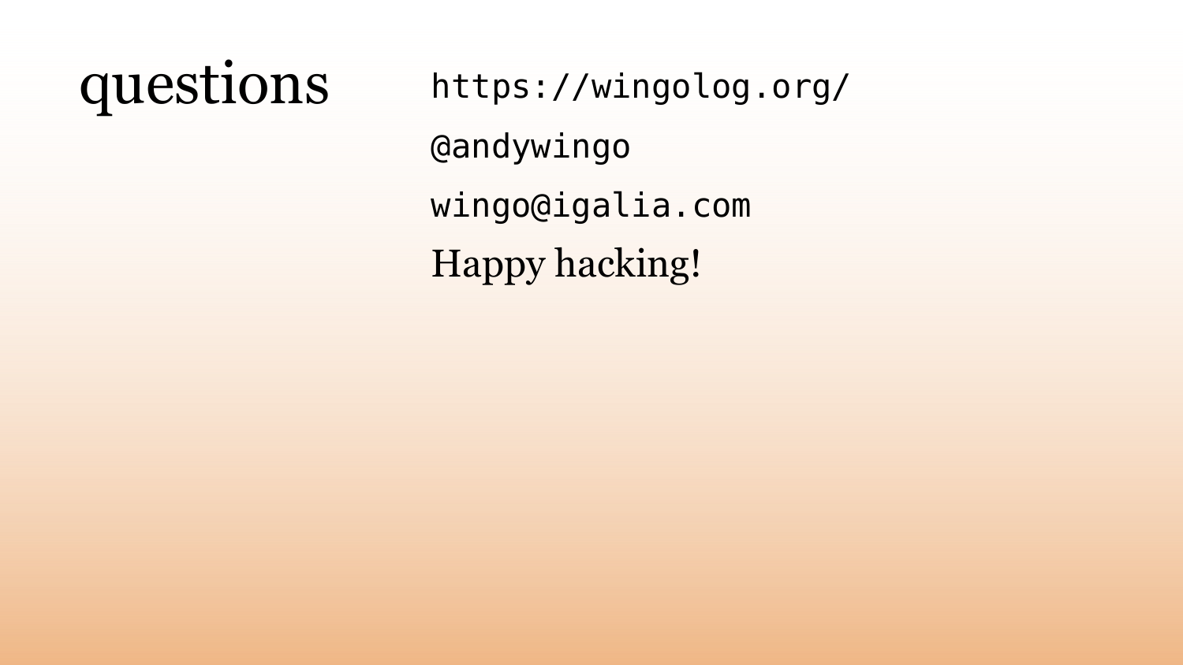# questions

`https://wingolog.org/`

`@andywingo`

`wingo@igalia.com`

Happy hacking!